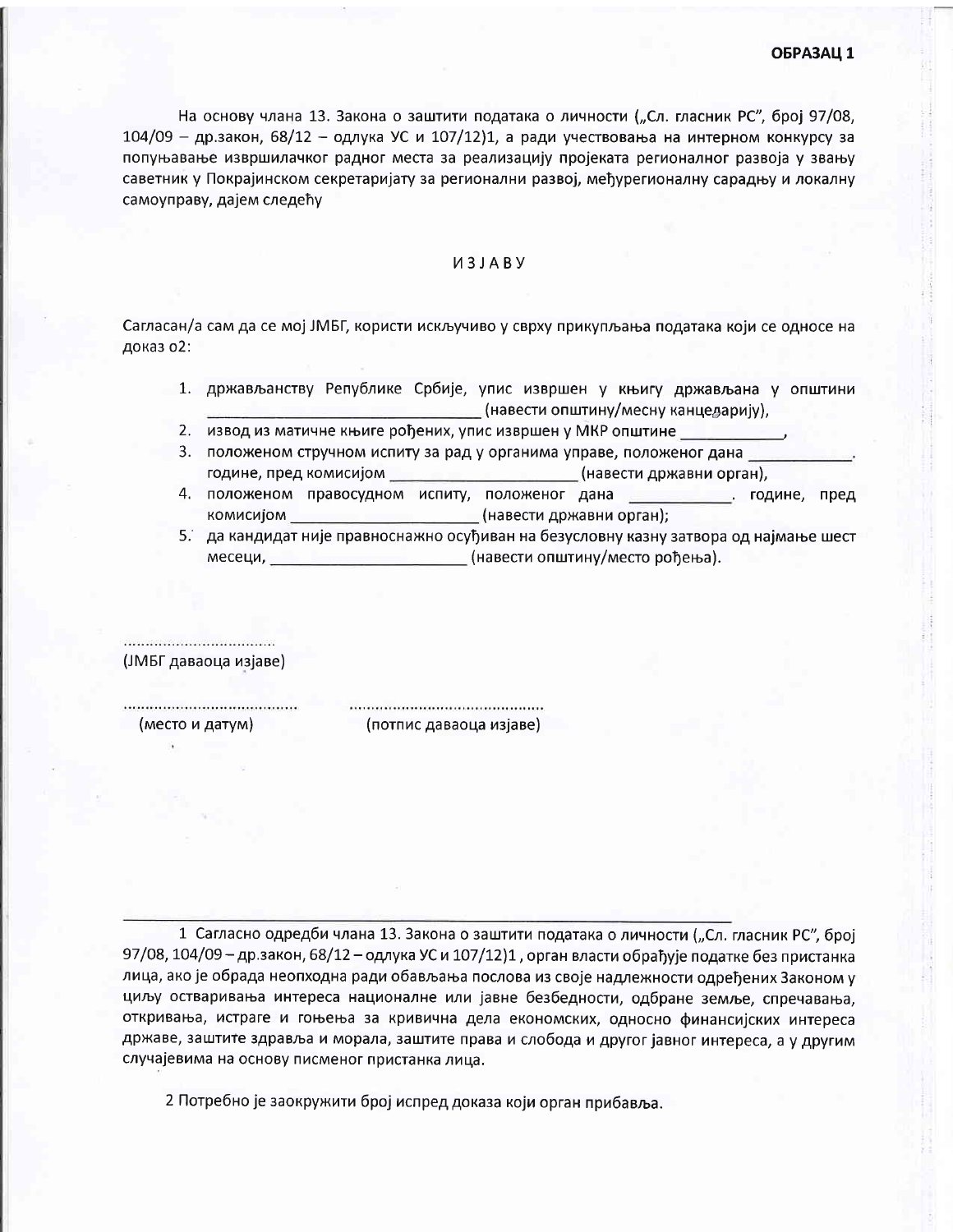**ОБРАЗАЦ 1**

На основу члана 13. Закона о заштити података о личности („Сл. гласник РС", број 97/08, 104/09 – др.закон, 68/12 – одлука УС и 107/12)1, а ради учествовања на интерном конкурсу за попуњавање извршилачког радног места за реализацију пројеката регионалног развоја у звању саветник у Покрајинском секретаријату за регионални развој, међурегионалну сарадњу и локалну самоуправу, дајем следећу

ИЗЈАВУ

Сагласан/а сам да се мој ЈМБГ, користи искључиво у сврху прикупљања података који се односе на доказ о2:

1. држављанству Републике Србије, упис извршен у књигу држављана у општини ______________________________ (навести општину/месну канцеларију),
2. извод из матичне књиге рођених, упис извршен у МКР општине ____________,
3. положеном стручном испиту за рад у органима управе, положеног дана ____________. године, пред комисијом ______________________ (навести државни орган),
4. положеном правосудном испиту, положеног дана ___________. године, пред комисијом ______________________ (навести државни орган);
5. да кандидат није правноснажно осуђиван на безусловну казну затвора од најмање шест месеци, ______________________ (навести општину/место рођења).

..................................
(ЈМБГ даваоца изјаве)

....................................... ...........................................
(место и датум) (потпис даваоца изјаве)

---

1 Сагласно одредби члана 13. Закона о заштити података о личности („Сл. гласник РС", број 97/08, 104/09 – др.закон, 68/12 – одлука УС и 107/12)1 , орган власти обрађује податке без пристанка лица, ако је обрада неопходна ради обављања послова из своје надлежности одређених Законом у циљу остваривања интереса националне или јавне безбедности, одбране земље, спречавања, откривања, истраге и гоњења за кривична дела економских, односно финансијских интереса државе, заштите здравља и морала, заштите права и слобода и другог јавног интереса, а у другим случајевима на основу писменог пристанка лица.

2 Потребно је заокружити број испред доказа који орган прибавља.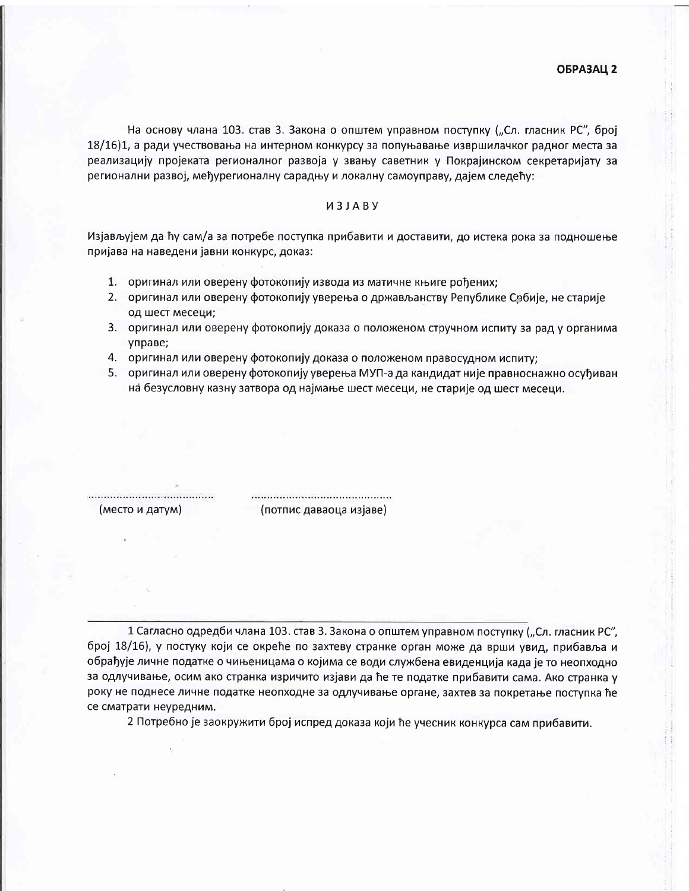**ОБРАЗАЦ 2**

На основу члана 103. став 3. Закона о општем управном поступку („Сл. гласник РС", број 18/16)[1], а ради учествовања на интерном конкурсу за попуњавање извршилачког радног места за реализацију пројеката регионалног развоја у звању саветник у Покрајинском секретаријату за регионални развој, међурегионалну сарадњу и локалну самоуправу, дајем следећу:

## И З Ј А В У

Изјављујем да ћу сам/а за потребе поступка прибавити и доставити, до истека рока за подношење пријава на наведени јавни конкурс, доказ:

1. оригинал или оверену фотокопију извода из матичне књиге рођених;
2. оригинал или оверену фотокопију уверења о држављанству Републике Србије, не старије од шест месеци;
3. оригинал или оверену фотокопију доказа о положеном стручном испиту за рад у органима управе;
4. оригинал или оверену фотокопију доказа о положеном правосудном испиту;
5. оригинал или оверену фотокопију уверења МУП-а да кандидат није правноснажно осуђиван на безусловну казну затвора од најмање шест месеци, не старије од шест месеци.

.......................................... ..............................................

(место и датум) (потпис даваоца изјаве)

---

1 Сагласно одредби члана 103. став 3. Закона о општем управном поступку („Сл. гласник РС", број 18/16), у постуку који се окреће по захтеву странке орган може да врши увид, прибавља и обрађује личне податке о чињеницама о којима се води службена евиденција када је то неопходно за одлучивање, осим ако странка изричито изјави да ће те податке прибавити сама. Ако странка у року не поднесе личне податке неопходне за одлучивање органе, захтев за покретање поступка ће се сматрати неуредним.

2 Потребно је заокружити број испред доказа који ће учесник конкурса сам прибавити.